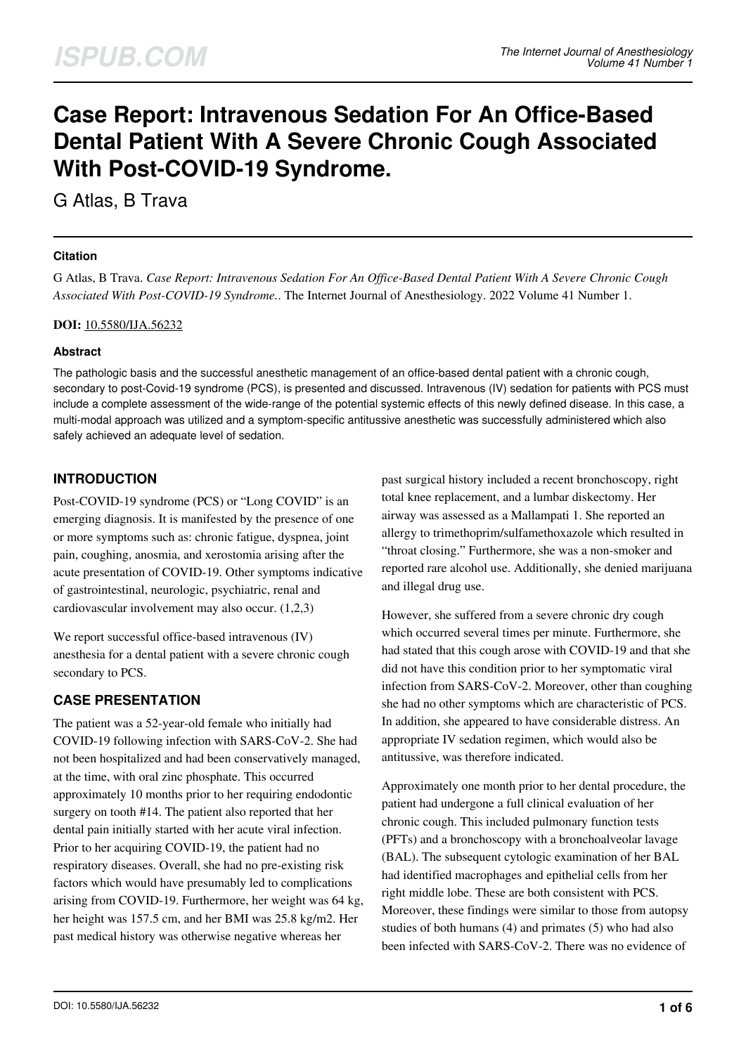# Case Report: Intravenous Sedation For An Office-Based Dental Patient With A Severe Chronic Cough Associated With Post-COVID-19 Syndrome.

G Atlas, B Trava

### Citation

G Atlas, B Trava. *Case Report: Intravenous Sedation For An Office-Based Dental Patient With A Severe Chronic Cough Associated With Post-COVID-19 Syndrome.*. The Internet Journal of Anesthesiology. 2022 Volume 41 Number 1.

**DOI:** 10.5580/IJA.56232

### Abstract

The pathologic basis and the successful anesthetic management of an office-based dental patient with a chronic cough, secondary to post-Covid-19 syndrome (PCS), is presented and discussed. Intravenous (IV) sedation for patients with PCS must include a complete assessment of the wide-range of the potential systemic effects of this newly defined disease. In this case, a multi-modal approach was utilized and a symptom-specific antitussive anesthetic was successfully administered which also safely achieved an adequate level of sedation.

## INTRODUCTION

Post-COVID-19 syndrome (PCS) or "Long COVID" is an emerging diagnosis. It is manifested by the presence of one or more symptoms such as: chronic fatigue, dyspnea, joint pain, coughing, anosmia, and xerostomia arising after the acute presentation of COVID-19. Other symptoms indicative of gastrointestinal, neurologic, psychiatric, renal and cardiovascular involvement may also occur. (1,2,3)

We report successful office-based intravenous (IV) anesthesia for a dental patient with a severe chronic cough secondary to PCS.

## CASE PRESENTATION

The patient was a 52-year-old female who initially had COVID-19 following infection with SARS-CoV-2. She had not been hospitalized and had been conservatively managed, at the time, with oral zinc phosphate. This occurred approximately 10 months prior to her requiring endodontic surgery on tooth #14. The patient also reported that her dental pain initially started with her acute viral infection. Prior to her acquiring COVID-19, the patient had no respiratory diseases. Overall, she had no pre-existing risk factors which would have presumably led to complications arising from COVID-19. Furthermore, her weight was 64 kg, her height was 157.5 cm, and her BMI was 25.8 kg/m2. Her past medical history was otherwise negative whereas her past surgical history included a recent bronchoscopy, right total knee replacement, and a lumbar diskectomy. Her airway was assessed as a Mallampati 1. She reported an allergy to trimethoprim/sulfamethoxazole which resulted in "throat closing." Furthermore, she was a non-smoker and reported rare alcohol use. Additionally, she denied marijuana and illegal drug use.

However, she suffered from a severe chronic dry cough which occurred several times per minute. Furthermore, she had stated that this cough arose with COVID-19 and that she did not have this condition prior to her symptomatic viral infection from SARS-CoV-2. Moreover, other than coughing she had no other symptoms which are characteristic of PCS. In addition, she appeared to have considerable distress. An appropriate IV sedation regimen, which would also be antitussive, was therefore indicated.

Approximately one month prior to her dental procedure, the patient had undergone a full clinical evaluation of her chronic cough. This included pulmonary function tests (PFTs) and a bronchoscopy with a bronchoalveolar lavage (BAL). The subsequent cytologic examination of her BAL had identified macrophages and epithelial cells from her right middle lobe. These are both consistent with PCS. Moreover, these findings were similar to those from autopsy studies of both humans (4) and primates (5) who had also been infected with SARS-CoV-2. There was no evidence of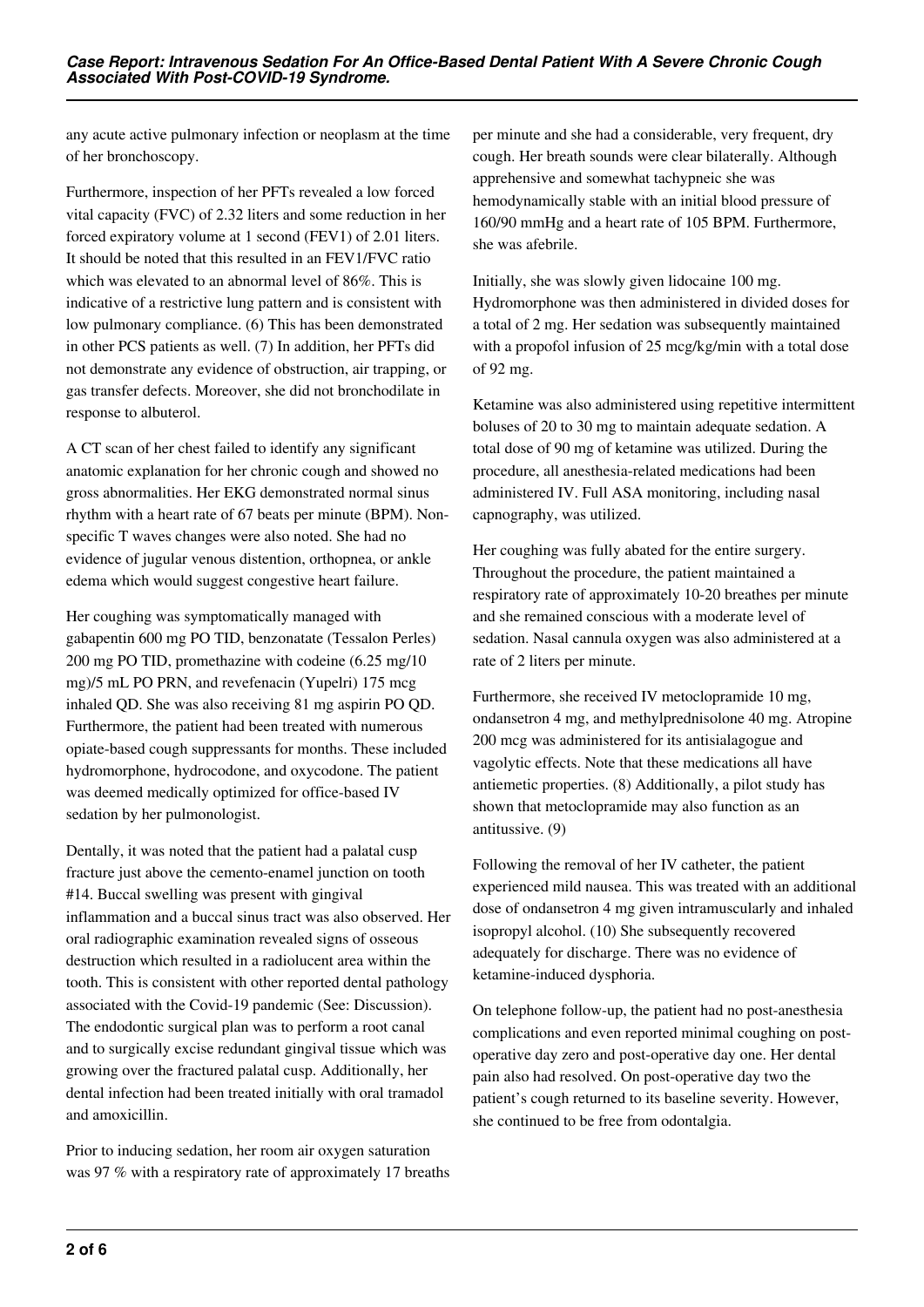any acute active pulmonary infection or neoplasm at the time of her bronchoscopy.

Furthermore, inspection of her PFTs revealed a low forced vital capacity (FVC) of 2.32 liters and some reduction in her forced expiratory volume at 1 second (FEV1) of 2.01 liters. It should be noted that this resulted in an FEV1/FVC ratio which was elevated to an abnormal level of 86%. This is indicative of a restrictive lung pattern and is consistent with low pulmonary compliance. (6) This has been demonstrated in other PCS patients as well. (7) In addition, her PFTs did not demonstrate any evidence of obstruction, air trapping, or gas transfer defects. Moreover, she did not bronchodilate in response to albuterol.

A CT scan of her chest failed to identify any significant anatomic explanation for her chronic cough and showed no gross abnormalities. Her EKG demonstrated normal sinus rhythm with a heart rate of 67 beats per minute (BPM). Non-specific T waves changes were also noted. She had no evidence of jugular venous distention, orthopnea, or ankle edema which would suggest congestive heart failure.

Her coughing was symptomatically managed with gabapentin 600 mg PO TID, benzonatate (Tessalon Perles) 200 mg PO TID, promethazine with codeine (6.25 mg/10 mg)/5 mL PO PRN, and revefenacin (Yupelri) 175 mcg inhaled QD. She was also receiving 81 mg aspirin PO QD. Furthermore, the patient had been treated with numerous opiate-based cough suppressants for months. These included hydromorphone, hydrocodone, and oxycodone. The patient was deemed medically optimized for office-based IV sedation by her pulmonologist.

Dentally, it was noted that the patient had a palatal cusp fracture just above the cemento-enamel junction on tooth #14. Buccal swelling was present with gingival inflammation and a buccal sinus tract was also observed. Her oral radiographic examination revealed signs of osseous destruction which resulted in a radiolucent area within the tooth. This is consistent with other reported dental pathology associated with the Covid-19 pandemic (See: Discussion). The endodontic surgical plan was to perform a root canal and to surgically excise redundant gingival tissue which was growing over the fractured palatal cusp. Additionally, her dental infection had been treated initially with oral tramadol and amoxicillin.

Prior to inducing sedation, her room air oxygen saturation was 97 % with a respiratory rate of approximately 17 breaths per minute and she had a considerable, very frequent, dry cough. Her breath sounds were clear bilaterally. Although apprehensive and somewhat tachypneic she was hemodynamically stable with an initial blood pressure of 160/90 mmHg and a heart rate of 105 BPM. Furthermore, she was afebrile.

Initially, she was slowly given lidocaine 100 mg. Hydromorphone was then administered in divided doses for a total of 2 mg. Her sedation was subsequently maintained with a propofol infusion of 25 mcg/kg/min with a total dose of 92 mg.

Ketamine was also administered using repetitive intermittent boluses of 20 to 30 mg to maintain adequate sedation. A total dose of 90 mg of ketamine was utilized. During the procedure, all anesthesia-related medications had been administered IV. Full ASA monitoring, including nasal capnography, was utilized.

Her coughing was fully abated for the entire surgery. Throughout the procedure, the patient maintained a respiratory rate of approximately 10-20 breathes per minute and she remained conscious with a moderate level of sedation. Nasal cannula oxygen was also administered at a rate of 2 liters per minute.

Furthermore, she received IV metoclopramide 10 mg, ondansetron 4 mg, and methylprednisolone 40 mg. Atropine 200 mcg was administered for its antisialagogue and vagolytic effects. Note that these medications all have antiemetic properties. (8) Additionally, a pilot study has shown that metoclopramide may also function as an antitussive. (9)

Following the removal of her IV catheter, the patient experienced mild nausea. This was treated with an additional dose of ondansetron 4 mg given intramuscularly and inhaled isopropyl alcohol. (10) She subsequently recovered adequately for discharge. There was no evidence of ketamine-induced dysphoria.

On telephone follow-up, the patient had no post-anesthesia complications and even reported minimal coughing on post-operative day zero and post-operative day one. Her dental pain also had resolved. On post-operative day two the patient's cough returned to its baseline severity. However, she continued to be free from odontalgia.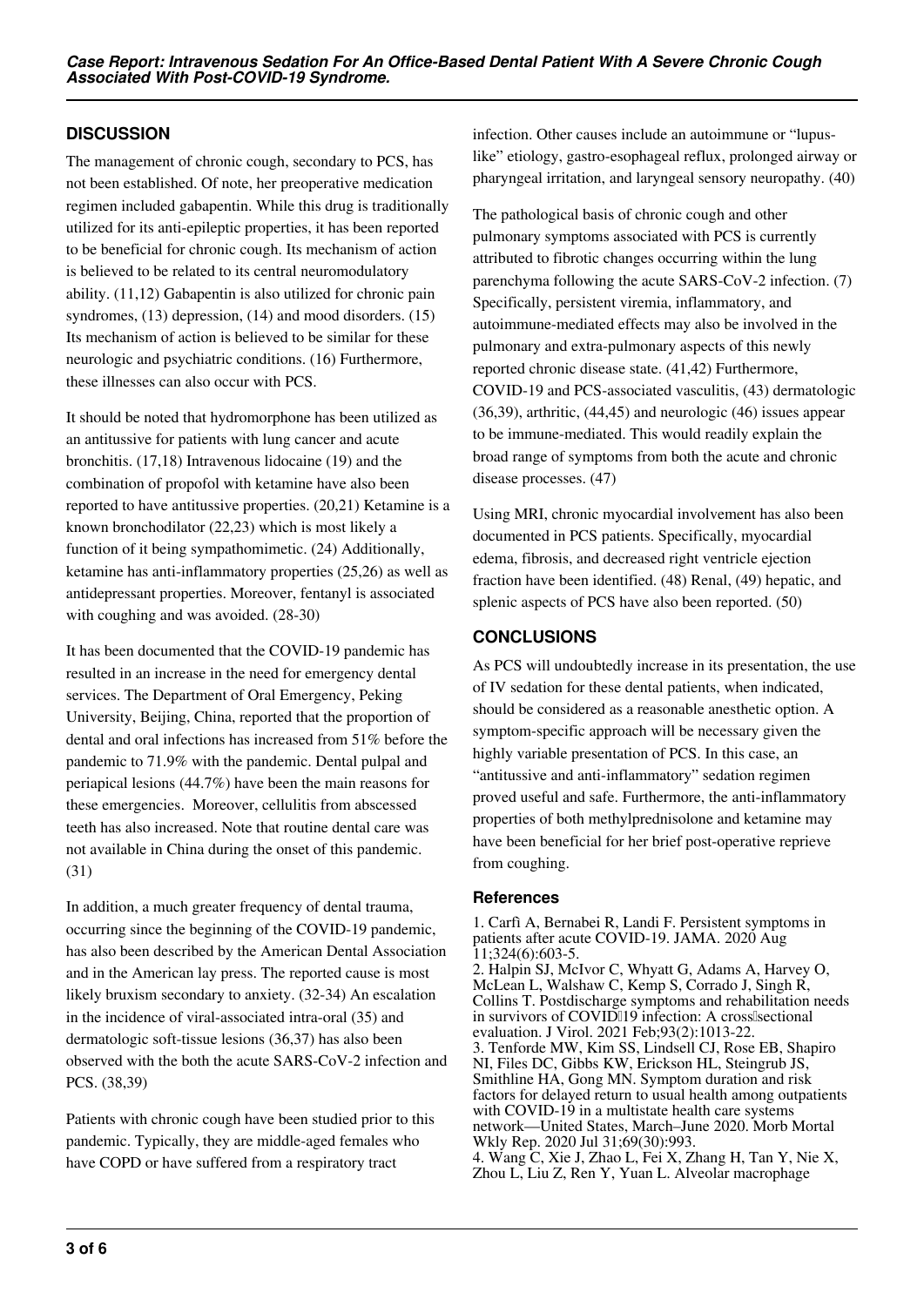## DISCUSSION

The management of chronic cough, secondary to PCS, has not been established. Of note, her preoperative medication regimen included gabapentin. While this drug is traditionally utilized for its anti-epileptic properties, it has been reported to be beneficial for chronic cough. Its mechanism of action is believed to be related to its central neuromodulatory ability. (11,12) Gabapentin is also utilized for chronic pain syndromes, (13) depression, (14) and mood disorders. (15) Its mechanism of action is believed to be similar for these neurologic and psychiatric conditions. (16) Furthermore, these illnesses can also occur with PCS.

It should be noted that hydromorphone has been utilized as an antitussive for patients with lung cancer and acute bronchitis. (17,18) Intravenous lidocaine (19) and the combination of propofol with ketamine have also been reported to have antitussive properties. (20,21) Ketamine is a known bronchodilator (22,23) which is most likely a function of it being sympathomimetic. (24) Additionally, ketamine has anti-inflammatory properties (25,26) as well as antidepressant properties. Moreover, fentanyl is associated with coughing and was avoided. (28-30)

It has been documented that the COVID-19 pandemic has resulted in an increase in the need for emergency dental services. The Department of Oral Emergency, Peking University, Beijing, China, reported that the proportion of dental and oral infections has increased from 51% before the pandemic to 71.9% with the pandemic. Dental pulpal and periapical lesions (44.7%) have been the main reasons for these emergencies. Moreover, cellulitis from abscessed teeth has also increased. Note that routine dental care was not available in China during the onset of this pandemic. (31)

In addition, a much greater frequency of dental trauma, occurring since the beginning of the COVID-19 pandemic, has also been described by the American Dental Association and in the American lay press. The reported cause is most likely bruxism secondary to anxiety. (32-34) An escalation in the incidence of viral-associated intra-oral (35) and dermatologic soft-tissue lesions (36,37) has also been observed with the both the acute SARS-CoV-2 infection and PCS. (38,39)

Patients with chronic cough have been studied prior to this pandemic. Typically, they are middle-aged females who have COPD or have suffered from a respiratory tract infection. Other causes include an autoimmune or "lupus-like" etiology, gastro-esophageal reflux, prolonged airway or pharyngeal irritation, and laryngeal sensory neuropathy. (40)

The pathological basis of chronic cough and other pulmonary symptoms associated with PCS is currently attributed to fibrotic changes occurring within the lung parenchyma following the acute SARS-CoV-2 infection. (7) Specifically, persistent viremia, inflammatory, and autoimmune-mediated effects may also be involved in the pulmonary and extra-pulmonary aspects of this newly reported chronic disease state. (41,42) Furthermore, COVID-19 and PCS-associated vasculitis, (43) dermatologic (36,39), arthritic, (44,45) and neurologic (46) issues appear to be immune-mediated. This would readily explain the broad range of symptoms from both the acute and chronic disease processes. (47)

Using MRI, chronic myocardial involvement has also been documented in PCS patients. Specifically, myocardial edema, fibrosis, and decreased right ventricle ejection fraction have been identified. (48) Renal, (49) hepatic, and splenic aspects of PCS have also been reported. (50)

## CONCLUSIONS

As PCS will undoubtedly increase in its presentation, the use of IV sedation for these dental patients, when indicated, should be considered as a reasonable anesthetic option. A symptom-specific approach will be necessary given the highly variable presentation of PCS. In this case, an "antitussive and anti-inflammatory" sedation regimen proved useful and safe. Furthermore, the anti-inflammatory properties of both methylprednisolone and ketamine may have been beneficial for her brief post-operative reprieve from coughing.

### References

1. Carfì A, Bernabei R, Landi F. Persistent symptoms in patients after acute COVID-19. JAMA. 2020 Aug 11;324(6):603-5.
2. Halpin SJ, McIvor C, Whyatt G, Adams A, Harvey O, McLean L, Walshaw C, Kemp S, Corrado J, Singh R, Collins T. Postdischarge symptoms and rehabilitation needs in survivors of COVID‐19 infection: A cross‐sectional evaluation. J Virol. 2021 Feb;93(2):1013-22.
3. Tenforde MW, Kim SS, Lindsell CJ, Rose EB, Shapiro NI, Files DC, Gibbs KW, Erickson HL, Steingrub JS, Smithline HA, Gong MN. Symptom duration and risk factors for delayed return to usual health among outpatients with COVID-19 in a multistate health care systems network—United States, March–June 2020. Morb Mortal Wkly Rep. 2020 Jul 31;69(30):993.
4. Wang C, Xie J, Zhao L, Fei X, Zhang H, Tan Y, Nie X, Zhou L, Liu Z, Ren Y, Yuan L. Alveolar macrophage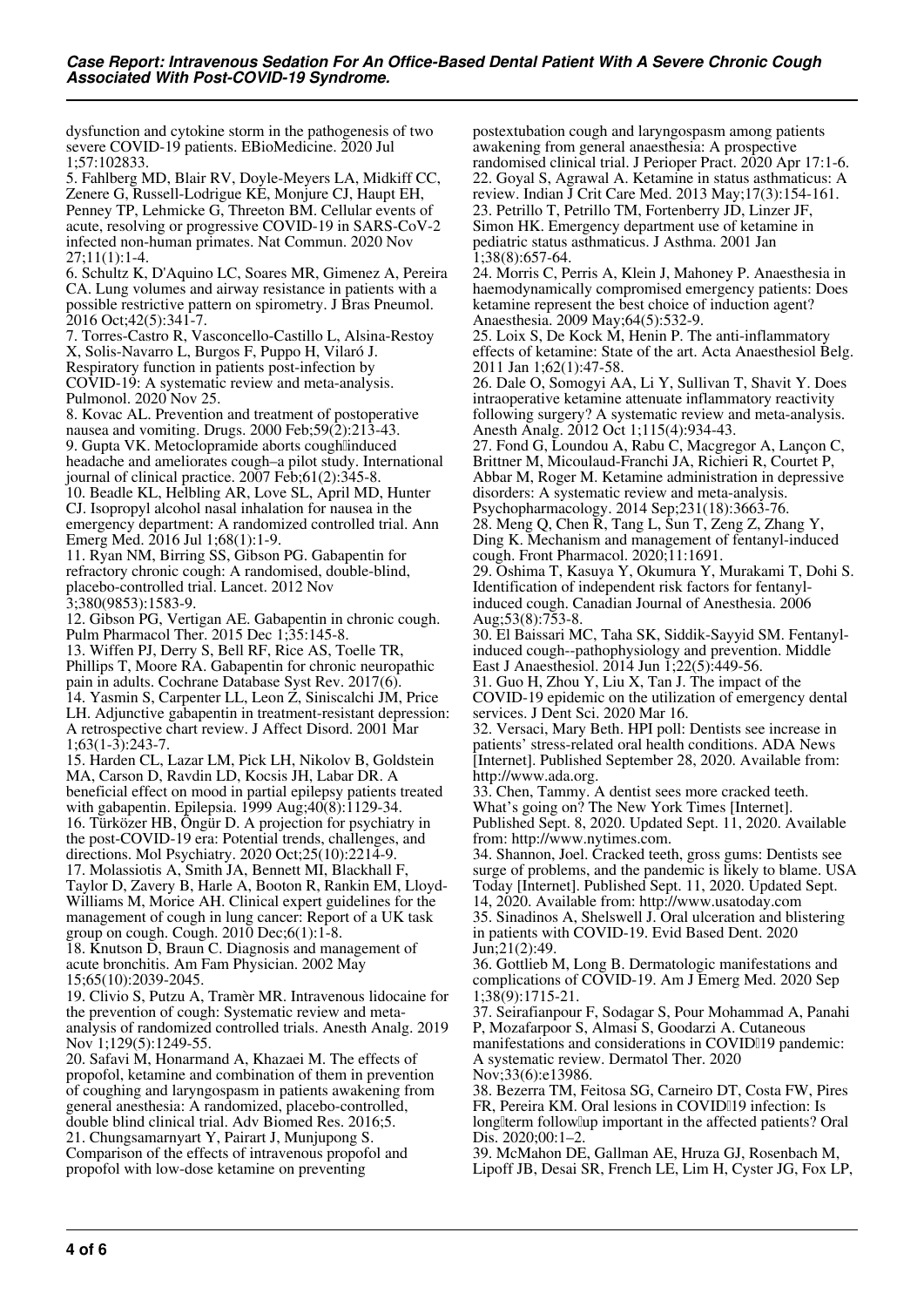dysfunction and cytokine storm in the pathogenesis of two severe COVID-19 patients. EBioMedicine. 2020 Jul 1;57:102833.

5. Fahlberg MD, Blair RV, Doyle-Meyers LA, Midkiff CC, Zenere G, Russell-Lodrigue KE, Monjure CJ, Haupt EH, Penney TP, Lehmicke G, Threeton BM. Cellular events of acute, resolving or progressive COVID-19 in SARS-CoV-2 infected non-human primates. Nat Commun. 2020 Nov 27;11(1):1-4.

6. Schultz K, D'Aquino LC, Soares MR, Gimenez A, Pereira CA. Lung volumes and airway resistance in patients with a possible restrictive pattern on spirometry. J Bras Pneumol. 2016 Oct;42(5):341-7.

7. Torres-Castro R, Vasconcello-Castillo L, Alsina-Restoy X, Solis-Navarro L, Burgos F, Puppo H, Vilaró J. Respiratory function in patients post-infection by COVID-19: A systematic review and meta-analysis. Pulmonol. 2020 Nov 25.

8. Kovac AL. Prevention and treatment of postoperative nausea and vomiting. Drugs. 2000 Feb;59(2):213-43.

9. Gupta VK. Metoclopramide aborts cough‐induced headache and ameliorates cough–a pilot study. International journal of clinical practice. 2007 Feb;61(2):345-8.

10. Beadle KL, Helbling AR, Love SL, April MD, Hunter CJ. Isopropyl alcohol nasal inhalation for nausea in the emergency department: A randomized controlled trial. Ann Emerg Med. 2016 Jul 1;68(1):1-9.

11. Ryan NM, Birring SS, Gibson PG. Gabapentin for refractory chronic cough: A randomised, double-blind, placebo-controlled trial. Lancet. 2012 Nov 3;380(9853):1583-9.

12. Gibson PG, Vertigan AE. Gabapentin in chronic cough. Pulm Pharmacol Ther. 2015 Dec 1;35:145-8.

13. Wiffen PJ, Derry S, Bell RF, Rice AS, Toelle TR, Phillips T, Moore RA. Gabapentin for chronic neuropathic pain in adults. Cochrane Database Syst Rev. 2017(6).

14. Yasmin S, Carpenter LL, Leon Z, Siniscalchi JM, Price LH. Adjunctive gabapentin in treatment-resistant depression: A retrospective chart review. J Affect Disord. 2001 Mar 1;63(1-3):243-7.

15. Harden CL, Lazar LM, Pick LH, Nikolov B, Goldstein MA, Carson D, Ravdin LD, Kocsis JH, Labar DR. A beneficial effect on mood in partial epilepsy patients treated with gabapentin. Epilepsia. 1999 Aug;40(8):1129-34.

16. Türközer HB, Öngür D. A projection for psychiatry in the post-COVID-19 era: Potential trends, challenges, and directions. Mol Psychiatry. 2020 Oct;25(10):2214-9.

17. Molassiotis A, Smith JA, Bennett MI, Blackhall F, Taylor D, Zavery B, Harle A, Booton R, Rankin EM, Lloyd-Williams M, Morice AH. Clinical expert guidelines for the management of cough in lung cancer: Report of a UK task group on cough. Cough. 2010 Dec;6(1):1-8.

18. Knutson D, Braun C. Diagnosis and management of acute bronchitis. Am Fam Physician. 2002 May 15;65(10):2039-2045.

19. Clivio S, Putzu A, Tramèr MR. Intravenous lidocaine for the prevention of cough: Systematic review and meta-analysis of randomized controlled trials. Anesth Analg. 2019 Nov 1;129(5):1249-55.

20. Safavi M, Honarmand A, Khazaei M. The effects of propofol, ketamine and combination of them in prevention of coughing and laryngospasm in patients awakening from general anesthesia: A randomized, placebo-controlled, double blind clinical trial. Adv Biomed Res. 2016;5.

21. Chungsamarnyart Y, Pairart J, Munjupong S. Comparison of the effects of intravenous propofol and propofol with low-dose ketamine on preventing postextubation cough and laryngospasm among patients awakening from general anaesthesia: A prospective randomised clinical trial. J Perioper Pract. 2020 Apr 17:1-6.

22. Goyal S, Agrawal A. Ketamine in status asthmaticus: A review. Indian J Crit Care Med. 2013 May;17(3):154-161.

23. Petrillo T, Petrillo TM, Fortenberry JD, Linzer JF, Simon HK. Emergency department use of ketamine in pediatric status asthmaticus. J Asthma. 2001 Jan 1;38(8):657-64.

24. Morris C, Perris A, Klein J, Mahoney P. Anaesthesia in haemodynamically compromised emergency patients: Does ketamine represent the best choice of induction agent? Anaesthesia. 2009 May;64(5):532-9.

25. Loix S, De Kock M, Henin P. The anti-inflammatory effects of ketamine: State of the art. Acta Anaesthesiol Belg. 2011 Jan 1;62(1):47-58.

26. Dale O, Somogyi AA, Li Y, Sullivan T, Shavit Y. Does intraoperative ketamine attenuate inflammatory reactivity following surgery? A systematic review and meta-analysis. Anesth Analg. 2012 Oct 1;115(4):934-43.

27. Fond G, Loundou A, Rabu C, Macgregor A, Lançon C, Brittner M, Micoulaud-Franchi JA, Richieri R, Courtet P, Abbar M, Roger M. Ketamine administration in depressive disorders: A systematic review and meta-analysis. Psychopharmacology. 2014 Sep;231(18):3663-76.

28. Meng Q, Chen R, Tang L, Sun T, Zeng Z, Zhang Y, Ding K. Mechanism and management of fentanyl-induced cough. Front Pharmacol. 2020;11:1691.

29. Oshima T, Kasuya Y, Okumura Y, Murakami T, Dohi S. Identification of independent risk factors for fentanyl-induced cough. Canadian Journal of Anesthesia. 2006 Aug;53(8):753-8.

30. El Baissari MC, Taha SK, Siddik-Sayyid SM. Fentanyl-induced cough--pathophysiology and prevention. Middle East J Anaesthesiol. 2014 Jun 1;22(5):449-56.

31. Guo H, Zhou Y, Liu X, Tan J. The impact of the COVID-19 epidemic on the utilization of emergency dental services. J Dent Sci. 2020 Mar 16.

32. Versaci, Mary Beth. HPI poll: Dentists see increase in patients' stress-related oral health conditions. ADA News [Internet]. Published September 28, 2020. Available from: http://www.ada.org.

33. Chen, Tammy. A dentist sees more cracked teeth. What's going on? The New York Times [Internet]. Published Sept. 8, 2020. Updated Sept. 11, 2020. Available from: http://www.nytimes.com.

34. Shannon, Joel. Cracked teeth, gross gums: Dentists see surge of problems, and the pandemic is likely to blame. USA Today [Internet]. Published Sept. 11, 2020. Updated Sept. 14, 2020. Available from: http://www.usatoday.com

35. Sinadinos A, Shelswell J. Oral ulceration and blistering in patients with COVID-19. Evid Based Dent. 2020 Jun;21(2):49.

36. Gottlieb M, Long B. Dermatologic manifestations and complications of COVID-19. Am J Emerg Med. 2020 Sep 1;38(9):1715-21.

37. Seirafianpour F, Sodagar S, Pour Mohammad A, Panahi P, Mozafarpoor S, Almasi S, Goodarzi A. Cutaneous manifestations and considerations in COVID‐19 pandemic: A systematic review. Dermatol Ther. 2020 Nov;33(6):e13986.

38. Bezerra TM, Feitosa SG, Carneiro DT, Costa FW, Pires FR, Pereira KM. Oral lesions in COVID‐19 infection: Is long‐term follow‐up important in the affected patients? Oral Dis. 2020;00:1–2.

39. McMahon DE, Gallman AE, Hruza GJ, Rosenbach M, Lipoff JB, Desai SR, French LE, Lim H, Cyster JG, Fox LP,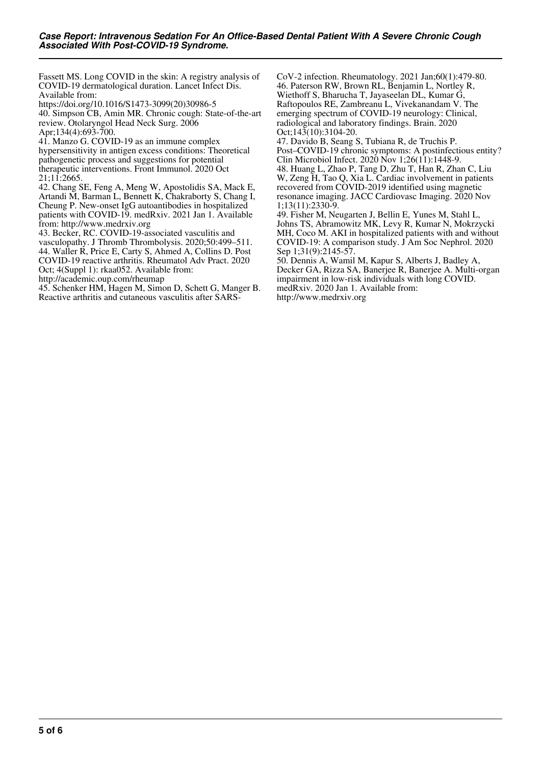Fassett MS. Long COVID in the skin: A registry analysis of COVID-19 dermatological duration. Lancet Infect Dis. Available from: https://doi.org/10.1016/S1473-3099(20)30986-5

40. Simpson CB, Amin MR. Chronic cough: State-of-the-art review. Otolaryngol Head Neck Surg. 2006 Apr;134(4):693-700.

41. Manzo G. COVID-19 as an immune complex hypersensitivity in antigen excess conditions: Theoretical pathogenetic process and suggestions for potential therapeutic interventions. Front Immunol. 2020 Oct 21;11:2665.

42. Chang SE, Feng A, Meng W, Apostolidis SA, Mack E, Artandi M, Barman L, Bennett K, Chakraborty S, Chang I, Cheung P. New-onset IgG autoantibodies in hospitalized patients with COVID-19. medRxiv. 2021 Jan 1. Available from: http://www.medrxiv.org

43. Becker, RC. COVID-19-associated vasculitis and vasculopathy. J Thromb Thrombolysis. 2020;50:499–511.

44. Waller R, Price E, Carty S, Ahmed A, Collins D. Post COVID-19 reactive arthritis. Rheumatol Adv Pract. 2020 Oct; 4(Suppl 1): rkaa052. Available from: http://academic.oup.com/rheumap

45. Schenker HM, Hagen M, Simon D, Schett G, Manger B. Reactive arthritis and cutaneous vasculitis after SARS-CoV-2 infection. Rheumatology. 2021 Jan;60(1):479-80.

46. Paterson RW, Brown RL, Benjamin L, Nortley R, Wiethoff S, Bharucha T, Jayaseelan DL, Kumar G, Raftopoulos RE, Zambreanu L, Vivekanandam V. The emerging spectrum of COVID-19 neurology: Clinical, radiological and laboratory findings. Brain. 2020 Oct;143(10):3104-20.

47. Davido B, Seang S, Tubiana R, de Truchis P. Post–COVID-19 chronic symptoms: A postinfectious entity? Clin Microbiol Infect. 2020 Nov 1;26(11):1448-9.

48. Huang L, Zhao P, Tang D, Zhu T, Han R, Zhan C, Liu W, Zeng H, Tao Q, Xia L. Cardiac involvement in patients recovered from COVID-2019 identified using magnetic resonance imaging. JACC Cardiovasc Imaging. 2020 Nov 1;13(11):2330-9.

49. Fisher M, Neugarten J, Bellin E, Yunes M, Stahl L, Johns TS, Abramowitz MK, Levy R, Kumar N, Mokrzycki MH, Coco M. AKI in hospitalized patients with and without COVID-19: A comparison study. J Am Soc Nephrol. 2020 Sep 1;31(9):2145-57.

50. Dennis A, Wamil M, Kapur S, Alberts J, Badley A, Decker GA, Rizza SA, Banerjee R, Banerjee A. Multi-organ impairment in low-risk individuals with long COVID. medRxiv. 2020 Jan 1. Available from: http://www.medrxiv.org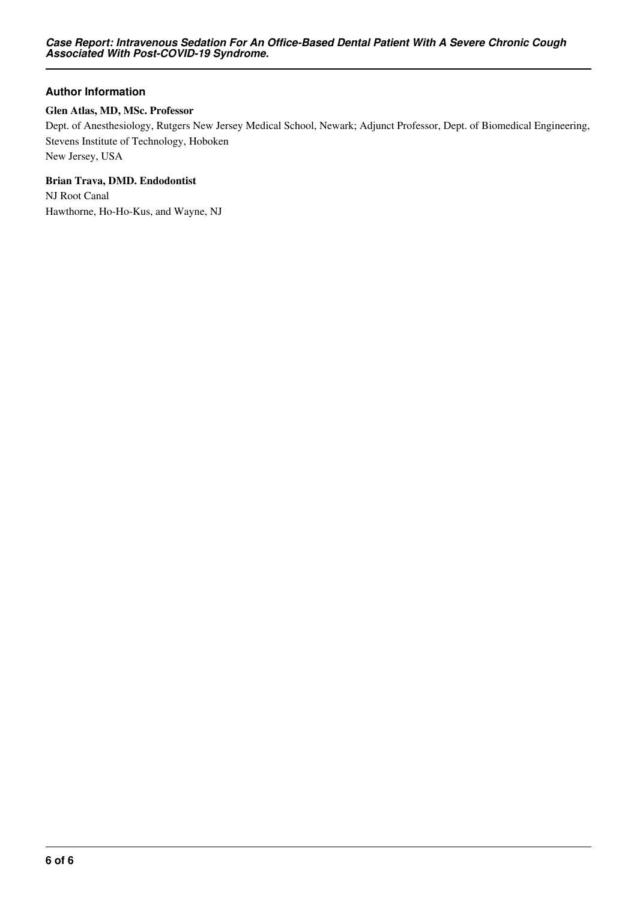## Author Information

**Glen Atlas, MD, MSc. Professor**

Dept. of Anesthesiology, Rutgers New Jersey Medical School, Newark; Adjunct Professor, Dept. of Biomedical Engineering, Stevens Institute of Technology, Hoboken
New Jersey, USA

**Brian Trava, DMD. Endodontist**

NJ Root Canal
Hawthorne, Ho-Ho-Kus, and Wayne, NJ